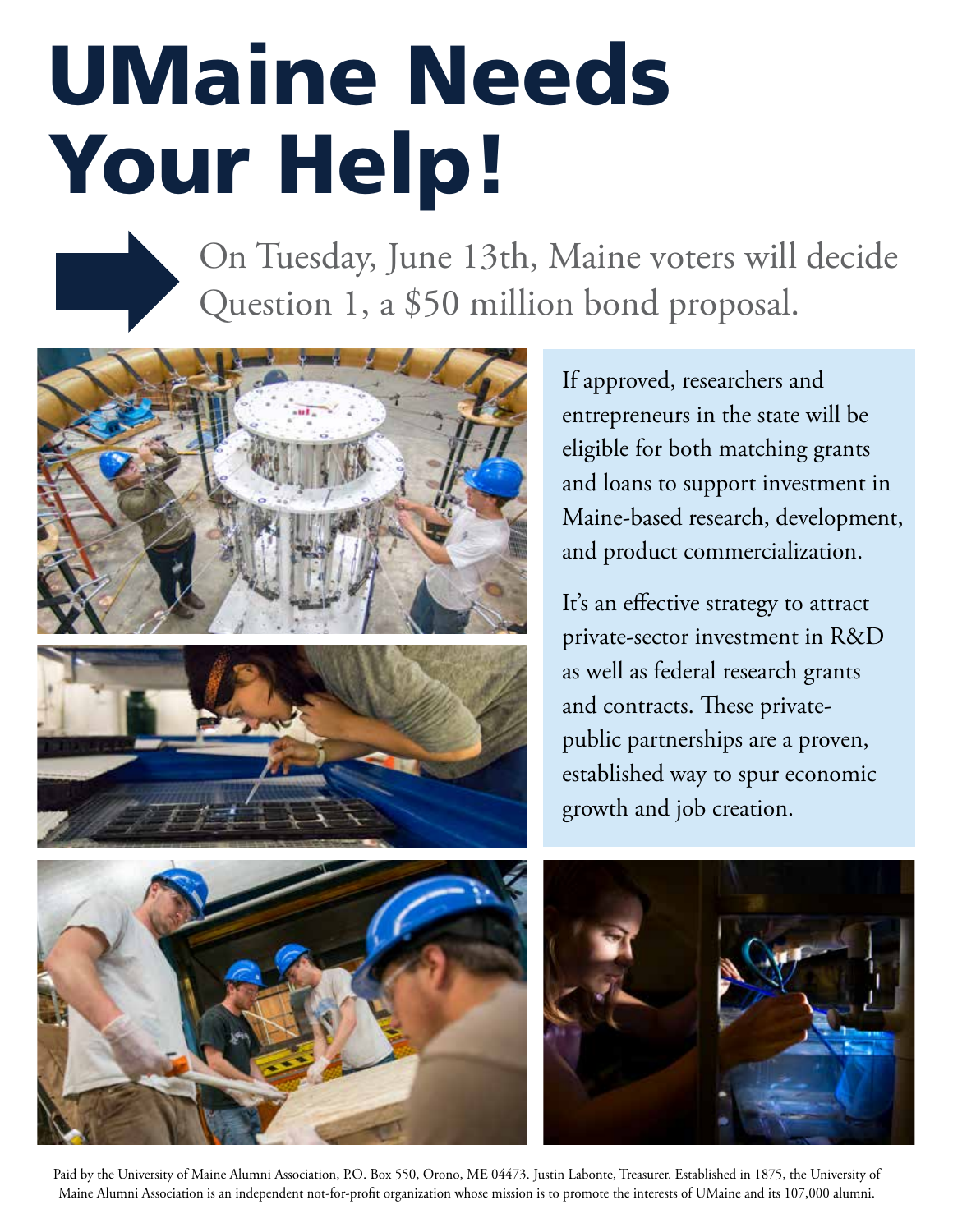# UMaine Needs Your Help!

On Tuesday, June 13th, Maine voters will decide Question 1, a $50 million bond proposal.

If approved, researchers and entrepreneurs in the state will be eligible for both matching grants and loans to support investment in Maine-based research, development, and product commercialization.

It's an effective strategy to attract private-sector investment in R&D as well as federal research grants and contracts. These private-public partnerships are a proven, established way to spur economic growth and job creation.

Paid by the University of Maine Alumni Association, P.O. Box 550, Orono, ME 04473. Justin Labonte, Treasurer. Established in 1875, the University of Maine Alumni Association is an independent not-for-profit organization whose mission is to promote the interests of UMaine and its 107,000 alumni.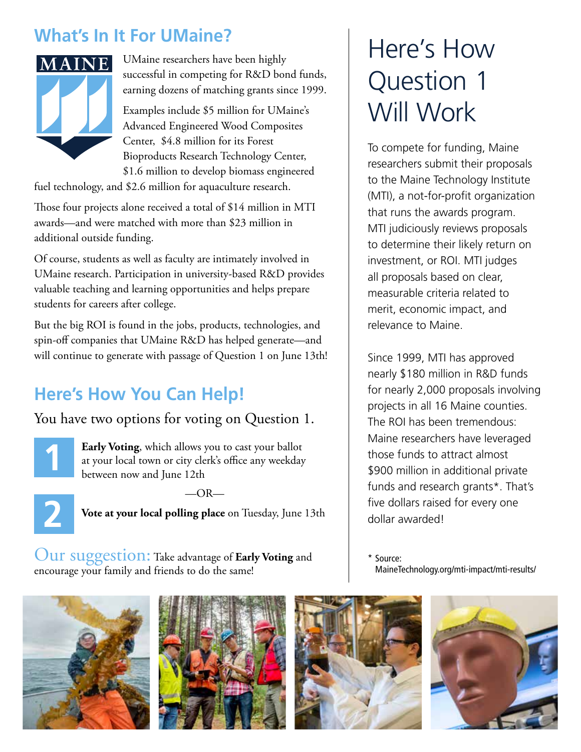## What's In It For UMaine?

UMaine researchers have been highly successful in competing for R&D bond funds, earning dozens of matching grants since 1999.

Examples include $5 million for UMaine's Advanced Engineered Wood Composites Center, $4.8 million for its Forest Bioproducts Research Technology Center, $1.6 million to develop biomass engineered fuel technology, and $2.6 million for aquaculture research.

Those four projects alone received a total of $14 million in MTI awards—and were matched with more than $23 million in additional outside funding.

Of course, students as well as faculty are intimately involved in UMaine research. Participation in university-based R&D provides valuable teaching and learning opportunities and helps prepare students for careers after college.

But the big ROI is found in the jobs, products, technologies, and spin-off companies that UMaine R&D has helped generate—and will continue to generate with passage of Question 1 on June 13th!

## Here's How You Can Help!

You have two options for voting on Question 1.

1. **Early Voting**, which allows you to cast your ballot at your local town or city clerk's office any weekday between now and June 12th

—OR—

2. **Vote at your local polling place** on Tuesday, June 13th

Our suggestion: Take advantage of **Early Voting** and encourage your family and friends to do the same!

# Here's How Question 1 Will Work

To compete for funding, Maine researchers submit their proposals to the Maine Technology Institute (MTI), a not-for-profit organization that runs the awards program. MTI judiciously reviews proposals to determine their likely return on investment, or ROI. MTI judges all proposals based on clear, measurable criteria related to merit, economic impact, and relevance to Maine.

Since 1999, MTI has approved nearly $180 million in R&D funds for nearly 2,000 proposals involving projects in all 16 Maine counties. The ROI has been tremendous: Maine researchers have leveraged those funds to attract almost $900 million in additional private funds and research grants*. That's five dollars raised for every one dollar awarded!

\* Source: MaineTechnology.org/mti-impact/mti-results/